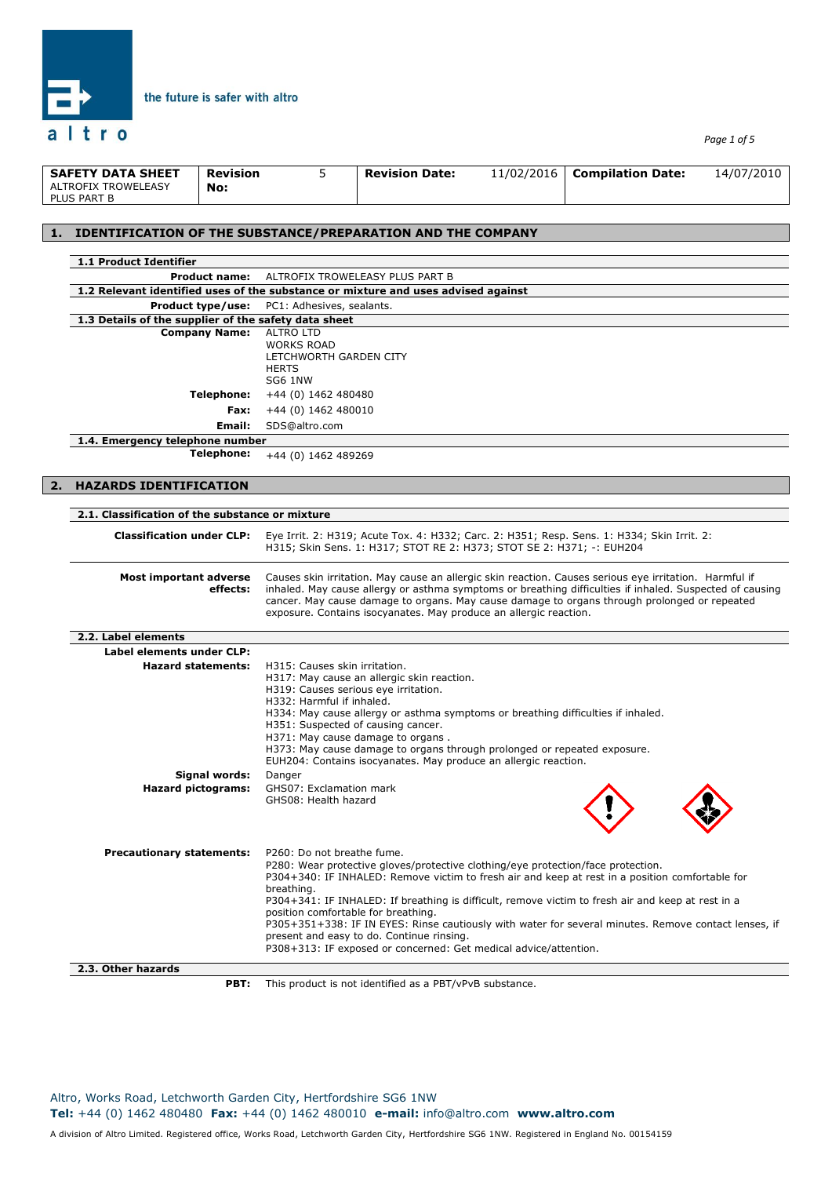| SAFETY DATA SHEET ALTROFIX TROWELEASY PLUS PART B | Revision No: | 5 | Revision Date: | 11/02/2016 | Compilation Date: | 14/07/2010 |
|---|---|---|---|---|---|---|

## 1. IDENTIFICATION OF THE SUBSTANCE/PREPARATION AND THE COMPANY

### 1.1 Product Identifier

**Product name:** ALTROFIX TROWELEASY PLUS PART B

### 1.2 Relevant identified uses of the substance or mixture and uses advised against

**Product type/use:** PC1: Adhesives, sealants.

### 1.3 Details of the supplier of the safety data sheet

**Company Name:** ALTRO LTD
WORKS ROAD
LETCHWORTH GARDEN CITY
HERTS
SG6 1NW

**Telephone:** +44 (0) 1462 480480

**Fax:** +44 (0) 1462 480010

**Email:** SDS@altro.com

### 1.4. Emergency telephone number

**Telephone:** +44 (0) 1462 489269

## 2. HAZARDS IDENTIFICATION

### 2.1. Classification of the substance or mixture

**Classification under CLP:** Eye Irrit. 2: H319; Acute Tox. 4: H332; Carc. 2: H351; Resp. Sens. 1: H334; Skin Irrit. 2: H315; Skin Sens. 1: H317; STOT RE 2: H373; STOT SE 2: H371; -: EUH204

**Most important adverse effects:** Causes skin irritation. May cause an allergic skin reaction. Causes serious eye irritation. Harmful if inhaled. May cause allergy or asthma symptoms or breathing difficulties if inhaled. Suspected of causing cancer. May cause damage to organs. May cause damage to organs through prolonged or repeated exposure. Contains isocyanates. May produce an allergic reaction.

### 2.2. Label elements

**Label elements under CLP:**

**Hazard statements:**
H315: Causes skin irritation.
H317: May cause an allergic skin reaction.
H319: Causes serious eye irritation.
H332: Harmful if inhaled.
H334: May cause allergy or asthma symptoms or breathing difficulties if inhaled.
H351: Suspected of causing cancer.
H371: May cause damage to organs .
H373: May cause damage to organs through prolonged or repeated exposure.
EUH204: Contains isocyanates. May produce an allergic reaction.

**Signal words:** Danger

**Hazard pictograms:**
GHS07: Exclamation mark
GHS08: Health hazard

**Precautionary statements:**
P260: Do not breathe fume.
P280: Wear protective gloves/protective clothing/eye protection/face protection.
P304+340: IF INHALED: Remove victim to fresh air and keep at rest in a position comfortable for breathing.
P304+341: IF INHALED: If breathing is difficult, remove victim to fresh air and keep at rest in a position comfortable for breathing.
P305+351+338: IF IN EYES: Rinse cautiously with water for several minutes. Remove contact lenses, if present and easy to do. Continue rinsing.
P308+313: IF exposed or concerned: Get medical advice/attention.

### 2.3. Other hazards

**PBT:** This product is not identified as a PBT/vPvB substance.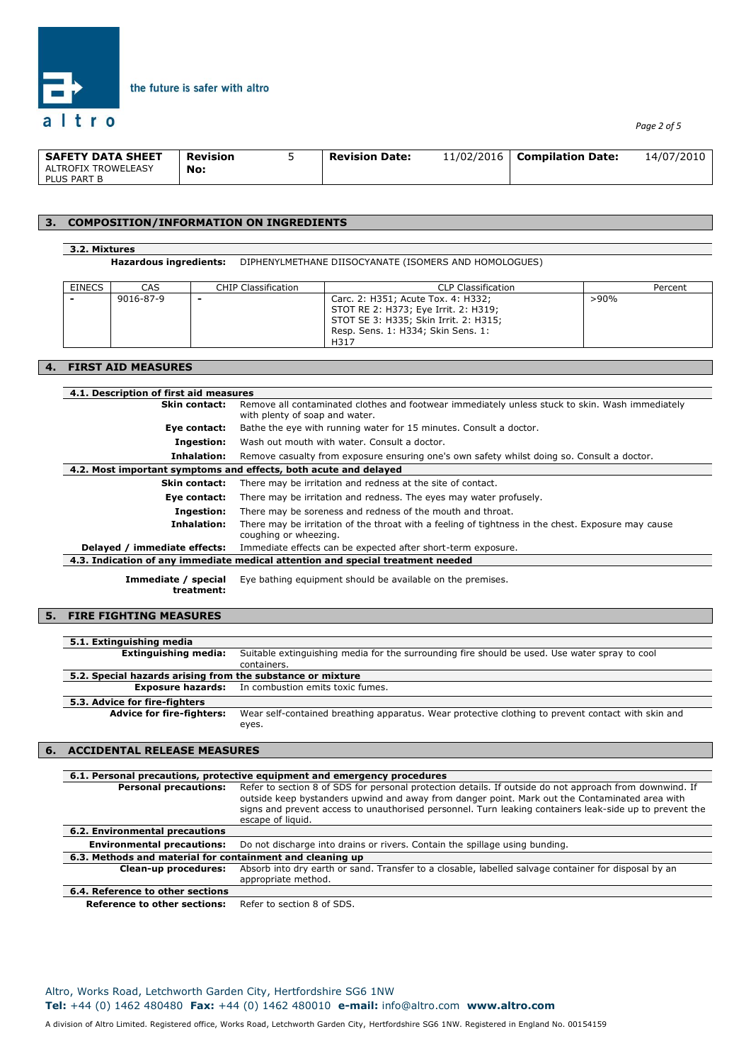| SAFETY DATA SHEET ALTROFIX TROWELEASY PLUS PART B | Revision No: | 5 | Revision Date: | 11/02/2016 | Compilation Date: | 14/07/2010 |
|---|---|---|---|---|---|---|

## 3. COMPOSITION/INFORMATION ON INGREDIENTS

### 3.2. Mixtures

**Hazardous ingredients:** DIPHENYLMETHANE DIISOCYANATE (ISOMERS AND HOMOLOGUES)

| EINECS | CAS | CHIP Classification | CLP Classification | Percent |
|---|---|---|---|---|
| - | 9016-87-9 | - | Carc. 2: H351; Acute Tox. 4: H332; STOT RE 2: H373; Eye Irrit. 2: H319; STOT SE 3: H335; Skin Irrit. 2: H315; Resp. Sens. 1: H334; Skin Sens. 1: H317 | >90% |

## 4. FIRST AID MEASURES

### 4.1. Description of first aid measures

**Skin contact:** Remove all contaminated clothes and footwear immediately unless stuck to skin. Wash immediately with plenty of soap and water.

**Eye contact:** Bathe the eye with running water for 15 minutes. Consult a doctor.

**Ingestion:** Wash out mouth with water. Consult a doctor.

**Inhalation:** Remove casualty from exposure ensuring one's own safety whilst doing so. Consult a doctor.

### 4.2. Most important symptoms and effects, both acute and delayed

**Skin contact:** There may be irritation and redness at the site of contact.

**Eye contact:** There may be irritation and redness. The eyes may water profusely.

**Ingestion:** There may be soreness and redness of the mouth and throat.

**Inhalation:** There may be irritation of the throat with a feeling of tightness in the chest. Exposure may cause coughing or wheezing.

**Delayed / immediate effects:** Immediate effects can be expected after short-term exposure.

### 4.3. Indication of any immediate medical attention and special treatment needed

**Immediate / special treatment:** Eye bathing equipment should be available on the premises.

## 5. FIRE FIGHTING MEASURES

### 5.1. Extinguishing media

**Extinguishing media:** Suitable extinguishing media for the surrounding fire should be used. Use water spray to cool containers.

### 5.2. Special hazards arising from the substance or mixture

**Exposure hazards:** In combustion emits toxic fumes.

### 5.3. Advice for fire-fighters

**Advice for fire-fighters:** Wear self-contained breathing apparatus. Wear protective clothing to prevent contact with skin and eyes.

## 6. ACCIDENTAL RELEASE MEASURES

### 6.1. Personal precautions, protective equipment and emergency procedures

**Personal precautions:** Refer to section 8 of SDS for personal protection details. If outside do not approach from downwind. If outside keep bystanders upwind and away from danger point. Mark out the Contaminated area with signs and prevent access to unauthorised personnel. Turn leaking containers leak-side up to prevent the escape of liquid.

### 6.2. Environmental precautions

**Environmental precautions:** Do not discharge into drains or rivers. Contain the spillage using bunding.

### 6.3. Methods and material for containment and cleaning up

**Clean-up procedures:** Absorb into dry earth or sand. Transfer to a closable, labelled salvage container for disposal by an appropriate method.

### 6.4. Reference to other sections

**Reference to other sections:** Refer to section 8 of SDS.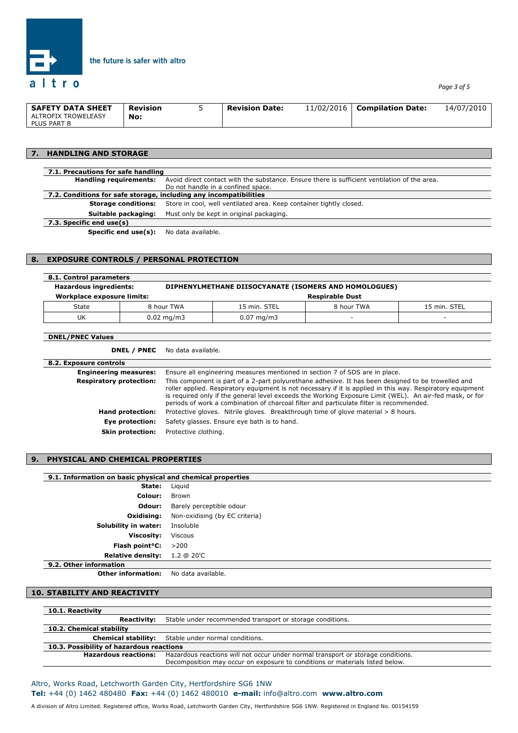| SAFETY DATA SHEET ALTROFIX TROWELEASY PLUS PART B | Revision No: | 5 | Revision Date: | 11/02/2016 | Compilation Date: | 14/07/2010 |
|---|---|---|---|---|---|---|

## 7. HANDLING AND STORAGE

### 7.1. Precautions for safe handling

**Handling requirements:** Avoid direct contact with the substance. Ensure there is sufficient ventilation of the area. Do not handle in a confined space.

### 7.2. Conditions for safe storage, including any incompatibilities

**Storage conditions:** Store in cool, well ventilated area. Keep container tightly closed.

**Suitable packaging:** Must only be kept in original packaging.

### 7.3. Specific end use(s)

**Specific end use(s):** No data available.

## 8. EXPOSURE CONTROLS / PERSONAL PROTECTION

### 8.1. Control parameters

**Hazardous ingredients:** **DIPHENYLMETHANE DIISOCYANATE (ISOMERS AND HOMOLOGUES)**

**Workplace exposure limits:**

| | Workplace exposure limits | | Respirable Dust | |
|---|---|---|---|---|
| State | 8 hour TWA | 15 min. STEL | 8 hour TWA | 15 min. STEL |
| UK | 0.02 mg/m3 | 0.07 mg/m3 | - | - |

### DNEL/PNEC Values

**DNEL / PNEC** No data available.

### 8.2. Exposure controls

**Engineering measures:** Ensure all engineering measures mentioned in section 7 of SDS are in place.

**Respiratory protection:** This component is part of a 2-part polyurethane adhesive. It has been designed to be trowelled and roller applied. Respiratory equipment is not necessary if it is applied in this way. Respiratory equipment is required only if the general level exceeds the Working Exposure Limit (WEL). An air-fed mask, or for periods of work a combination of charcoal filter and particulate filter is recommended.

**Hand protection:** Protective gloves. Nitrile gloves. Breakthrough time of glove material > 8 hours.

**Eye protection:** Safety glasses. Ensure eye bath is to hand.

**Skin protection:** Protective clothing.

## 9. PHYSICAL AND CHEMICAL PROPERTIES

### 9.1. Information on basic physical and chemical properties

**State:** Liquid

**Colour:** Brown

**Odour:** Barely perceptible odour

**Oxidising:** Non-oxidising (by EC criteria)

**Solubility in water:** Insoluble

**Viscosity:** Viscous

**Flash point°C:** >200

**Relative density:** 1.2 @ 20'C

### 9.2. Other information

**Other information:** No data available.

## 10. STABILITY AND REACTIVITY

### 10.1. Reactivity

**Reactivity:** Stable under recommended transport or storage conditions.

### 10.2. Chemical stability

**Chemical stability:** Stable under normal conditions.

### 10.3. Possibility of hazardous reactions

**Hazardous reactions:** Hazardous reactions will not occur under normal transport or storage conditions. Decomposition may occur on exposure to conditions or materials listed below.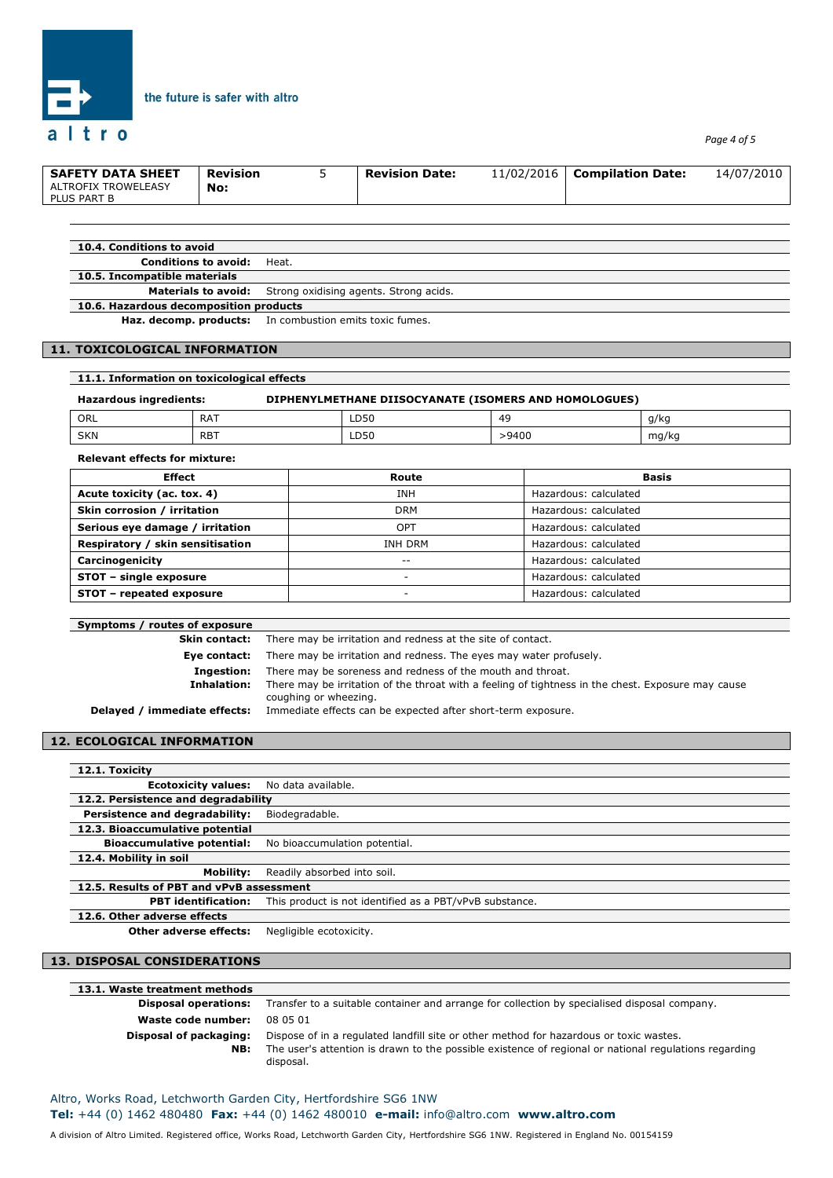| SAFETY DATA SHEET ALTROFIX TROWELEASY PLUS PART B | Revision No: | 5 | Revision Date: | 11/02/2016 | Compilation Date: | 14/07/2010 |
|---|---|---|---|---|---|---|

### 10.4. Conditions to avoid

**Conditions to avoid:** Heat.

### 10.5. Incompatible materials

**Materials to avoid:** Strong oxidising agents. Strong acids.

### 10.6. Hazardous decomposition products

**Haz. decomp. products:** In combustion emits toxic fumes.

## 11. TOXICOLOGICAL INFORMATION

### 11.1. Information on toxicological effects

**Hazardous ingredients:** **DIPHENYLMETHANE DIISOCYANATE (ISOMERS AND HOMOLOGUES)**

| ORL | RAT | LD50 | 49 | g/kg |
|---|---|---|---|---|
| SKN | RBT | LD50 | >9400 | mg/kg |

**Relevant effects for mixture:**

| Effect | Route | Basis |
|---|---|---|
| **Acute toxicity (ac. tox. 4)** | INH | Hazardous: calculated |
| **Skin corrosion / irritation** | DRM | Hazardous: calculated |
| **Serious eye damage / irritation** | OPT | Hazardous: calculated |
| **Respiratory / skin sensitisation** | INH DRM | Hazardous: calculated |
| **Carcinogenicity** | -- | Hazardous: calculated |
| **STOT – single exposure** | - | Hazardous: calculated |
| **STOT – repeated exposure** | - | Hazardous: calculated |

### Symptoms / routes of exposure

**Skin contact:** There may be irritation and redness at the site of contact.

**Eye contact:** There may be irritation and redness. The eyes may water profusely.

**Ingestion:** There may be soreness and redness of the mouth and throat.

**Inhalation:** There may be irritation of the throat with a feeling of tightness in the chest. Exposure may cause coughing or wheezing.

**Delayed / immediate effects:** Immediate effects can be expected after short-term exposure.

## 12. ECOLOGICAL INFORMATION

### 12.1. Toxicity

**Ecotoxicity values:** No data available.

### 12.2. Persistence and degradability

**Persistence and degradability:** Biodegradable.

### 12.3. Bioaccumulative potential

**Bioaccumulative potential:** No bioaccumulation potential.

### 12.4. Mobility in soil

**Mobility:** Readily absorbed into soil.

### 12.5. Results of PBT and vPvB assessment

**PBT identification:** This product is not identified as a PBT/vPvB substance.

### 12.6. Other adverse effects

**Other adverse effects:** Negligible ecotoxicity.

## 13. DISPOSAL CONSIDERATIONS

### 13.1. Waste treatment methods

**Disposal operations:** Transfer to a suitable container and arrange for collection by specialised disposal company.

**Waste code number:** 08 05 01

**Disposal of packaging:** Dispose of in a regulated landfill site or other method for hazardous or toxic wastes.

**NB:** The user's attention is drawn to the possible existence of regional or national regulations regarding disposal.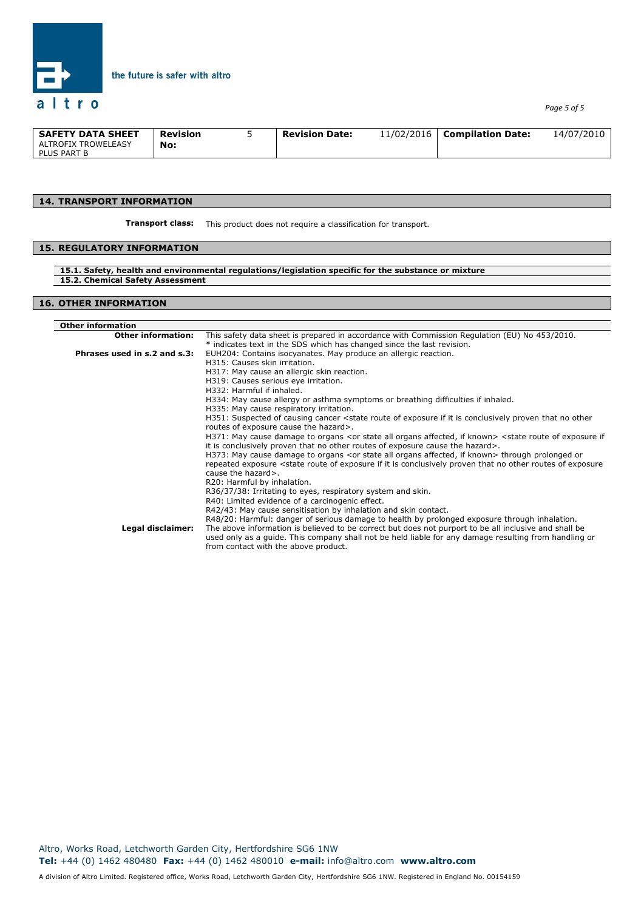| SAFETY DATA SHEET | Revision No: | 5 | Revision Date: | 11/02/2016 | Compilation Date: | 14/07/2010 |
|---|---|---|---|---|---|---|
| ALTROFIX TROWELEASY PLUS PART B | | | | | | |

## 14. TRANSPORT INFORMATION

**Transport class:** This product does not require a classification for transport.

## 15. REGULATORY INFORMATION

### 15.1. Safety, health and environmental regulations/legislation specific for the substance or mixture

### 15.2. Chemical Safety Assessment

## 16. OTHER INFORMATION

### Other information

**Other information:** This safety data sheet is prepared in accordance with Commission Regulation (EU) No 453/2010.
* indicates text in the SDS which has changed since the last revision.

**Phrases used in s.2 and s.3:** EUH204: Contains isocyanates. May produce an allergic reaction.
H315: Causes skin irritation.
H317: May cause an allergic skin reaction.
H319: Causes serious eye irritation.
H332: Harmful if inhaled.
H334: May cause allergy or asthma symptoms or breathing difficulties if inhaled.
H335: May cause respiratory irritation.
H351: Suspected of causing cancer <state route of exposure if it is conclusively proven that no other routes of exposure cause the hazard>.
H371: May cause damage to organs <or state all organs affected, if known> <state route of exposure if it is conclusively proven that no other routes of exposure cause the hazard>.
H373: May cause damage to organs <or state all organs affected, if known> through prolonged or repeated exposure <state route of exposure if it is conclusively proven that no other routes of exposure cause the hazard>.
R20: Harmful by inhalation.
R36/37/38: Irritating to eyes, respiratory system and skin.
R40: Limited evidence of a carcinogenic effect.
R42/43: May cause sensitisation by inhalation and skin contact.
R48/20: Harmful: danger of serious damage to health by prolonged exposure through inhalation.

**Legal disclaimer:** The above information is believed to be correct but does not purport to be all inclusive and shall be used only as a guide. This company shall not be held liable for any damage resulting from handling or from contact with the above product.